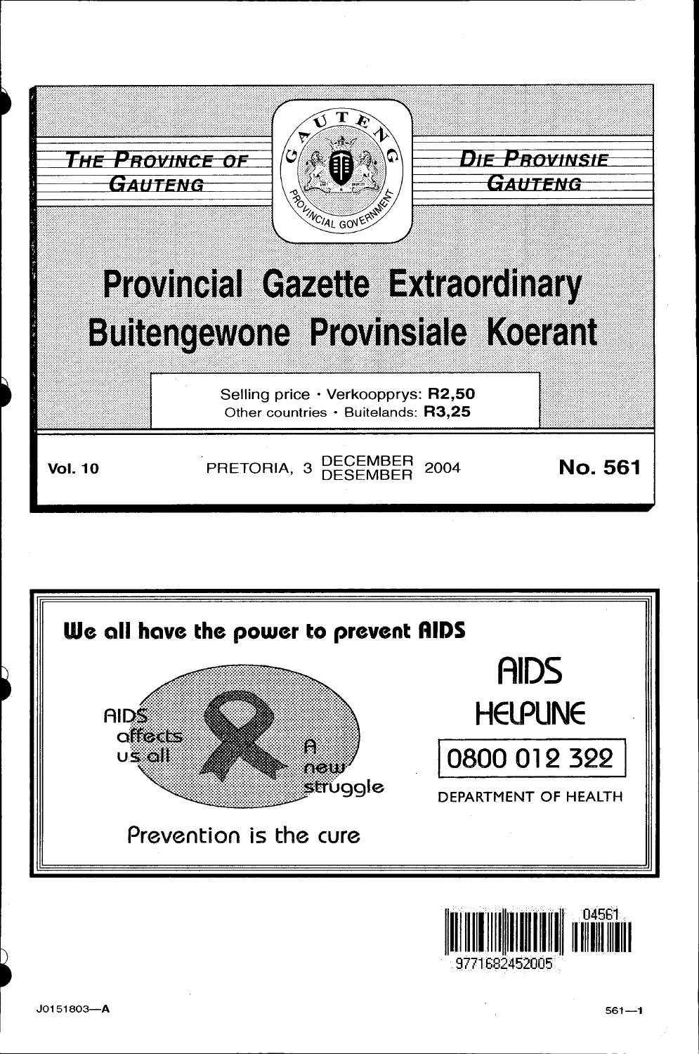**THE PROVINCE OF GAUTENG**

**DIE PROVINSIE GAUTENG**

PROVINCIAL GOVERNMENT

# Provincial Gazette Extraordinary
# Buitengewone Provinsiale Koerant

Selling price · Verkoopprys: **R2,50**
Other countries · Buitelands: **R3,25**

**Vol. 10** PRETORIA, 3 DECEMBER DESEMBER 2004 **No. 561**

**We all have the power to prevent AIDS**

AIDS affects us all

A new struggle

Prevention is the cure

**AIDS HELPLINE**

**0800 012 322**

DEPARTMENT OF HEALTH

9771682452005 04561

J0151803—A

561—1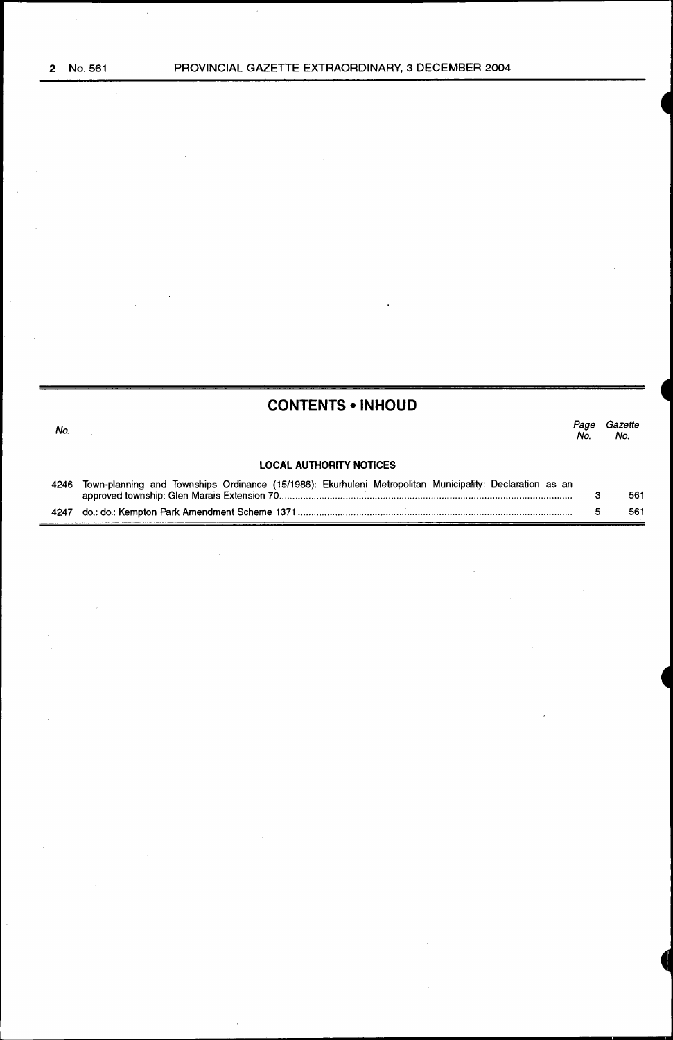## CONTENTS • INHOUD

| No. | | Page No. | Gazette No. |
|---|---|---|---|
| | **LOCAL AUTHORITY NOTICES** | | |
| 4246 | Town-planning and Townships Ordinance (15/1986): Ekurhuleni Metropolitan Municipality: Declaration as an approved township: Glen Marais Extension 70 | 3 | 561 |
| 4247 | do.: do.: Kempton Park Amendment Scheme 1371 | 5 | 561 |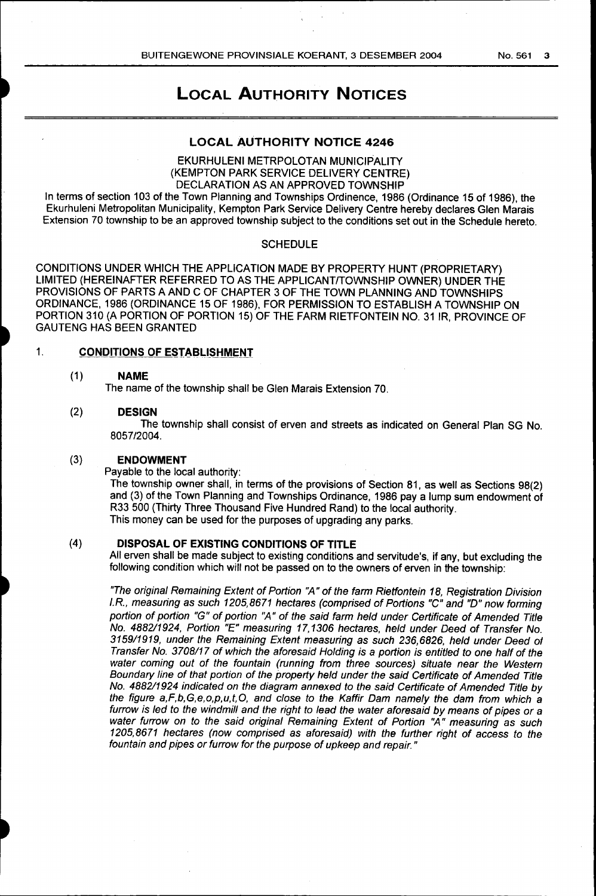# LOCAL AUTHORITY NOTICES

## LOCAL AUTHORITY NOTICE 4246

EKURHULENI METRPOLOTAN MUNICIPALITY
(KEMPTON PARK SERVICE DELIVERY CENTRE)
DECLARATION AS AN APPROVED TOWNSHIP

In terms of section 103 of the Town Planning and Townships Ordinence, 1986 (Ordinance 15 of 1986), the Ekurhuleni Metropolitan Municipality, Kempton Park Service Delivery Centre hereby declares Glen Marais Extension 70 township to be an approved township subject to the conditions set out in the Schedule hereto.

SCHEDULE

CONDITIONS UNDER WHICH THE APPLICATION MADE BY PROPERTY HUNT (PROPRIETARY) LIMITED (HEREINAFTER REFERRED TO AS THE APPLICANT/TOWNSHIP OWNER) UNDER THE PROVISIONS OF PARTS A AND C OF CHAPTER 3 OF THE TOWN PLANNING AND TOWNSHIPS ORDINANCE, 1986 (ORDINANCE 15 OF 1986), FOR PERMISSION TO ESTABLISH A TOWNSHIP ON PORTION 310 (A PORTION OF PORTION 15) OF THE FARM RIETFONTEIN NO. 31 IR, PROVINCE OF GAUTENG HAS BEEN GRANTED

1. **CONDITIONS OF ESTABLISHMENT**

(1) **NAME**

The name of the township shall be Glen Marais Extension 70.

(2) **DESIGN**

The township shall consist of erven and streets as indicated on General Plan SG No. 8057/2004.

(3) **ENDOWMENT**

Payable to the local authority:

The township owner shall, in terms of the provisions of Section 81, as well as Sections 98(2) and (3) of the Town Planning and Townships Ordinance, 1986 pay a lump sum endowment of R33 500 (Thirty Three Thousand Five Hundred Rand) to the local authority.

This money can be used for the purposes of upgrading any parks.

(4) **DISPOSAL OF EXISTING CONDITIONS OF TITLE**

All erven shall be made subject to existing conditions and servitude's, if any, but excluding the following condition which will not be passed on to the owners of erven in the township:

*"The original Remaining Extent of Portion "A" of the farm Rietfontein 18, Registration Division I.R., measuring as such 1205,8671 hectares (comprised of Portions "C" and "D" now forming portion of portion "G" of portion "A" of the said farm held under Certificate of Amended Title No. 4882/1924, Portion "E" measuring 17,1306 hectares, held under Deed of Transfer No. 3159/1919, under the Remaining Extent measuring as such 236,6826, held under Deed of Transfer No. 3708/17 of which the aforesaid Holding is a portion is entitled to one half of the water coming out of the fountain (running from three sources) situate near the Western Boundary line of that portion of the property held under the said Certificate of Amended Title No. 4882/1924 indicated on the diagram annexed to the said Certificate of Amended Title by the figure a,F,b,G,e,o,p,u,t,O, and close to the Kaffir Dam namely the dam from which a furrow is led to the windmill and the right to lead the water aforesaid by means of pipes or a water furrow on to the said original Remaining Extent of Portion "A" measuring as such 1205,8671 hectares (now comprised as aforesaid) with the further right of access to the fountain and pipes or furrow for the purpose of upkeep and repair."*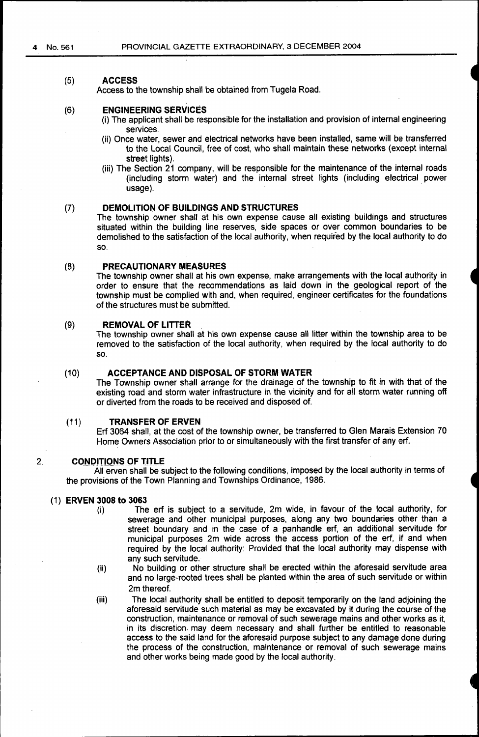(5) **ACCESS**

Access to the township shall be obtained from Tugela Road.

(6) **ENGINEERING SERVICES**

(i) The applicant shall be responsible for the installation and provision of internal engineering services.

(ii) Once water, sewer and electrical networks have been installed, same will be transferred to the Local Council, free of cost, who shall maintain these networks (except internal street lights).

(iii) The Section 21 company, will be responsible for the maintenance of the internal roads (including storm water) and the internal street lights (including electrical power usage).

(7) **DEMOLITION OF BUILDINGS AND STRUCTURES**

The township owner shall at his own expense cause all existing buildings and structures situated within the building line reserves, side spaces or over common boundaries to be demolished to the satisfaction of the local authority, when required by the local authority to do so.

(8) **PRECAUTIONARY MEASURES**

The township owner shall at his own expense, make arrangements with the local authority in order to ensure that the recommendations as laid down in the geological report of the township must be complied with and, when required, engineer certificates for the foundations of the structures must be submitted.

(9) **REMOVAL OF LITTER**

The township owner shall at his own expense cause all litter within the township area to be removed to the satisfaction of the local authority, when required by the local authority to do so.

(10) **ACCEPTANCE AND DISPOSAL OF STORM WATER**

The Township owner shall arrange for the drainage of the township to fit in with that of the existing road and storm water infrastructure in the vicinity and for all storm water running off or diverted from the roads to be received and disposed of.

(11) **TRANSFER OF ERVEN**

Erf 3064 shall, at the cost of the township owner, be transferred to Glen Marais Extension 70 Home Owners Association prior to or simultaneously with the first transfer of any erf.

2. **CONDITIONS OF TITLE**

All erven shall be subject to the following conditions, imposed by the local authority in terms of the provisions of the Town Planning and Townships Ordinance, 1986.

(1) **ERVEN 3008 to 3063**

(i) The erf is subject to a servitude, 2m wide, in favour of the local authority, for sewerage and other municipal purposes, along any two boundaries other than a street boundary and in the case of a panhandle erf, an additional servitude for municipal purposes 2m wide across the access portion of the erf, if and when required by the local authority: Provided that the local authority may dispense with any such servitude.

(ii) No building or other structure shall be erected within the aforesaid servitude area and no large-rooted trees shall be planted within the area of such servitude or within 2m thereof.

(iii) The local authority shall be entitled to deposit temporarily on the land adjoining the aforesaid servitude such material as may be excavated by it during the course of the construction, maintenance or removal of such sewerage mains and other works as it, in its discretion may deem necessary and shall further be entitled to reasonable access to the said land for the aforesaid purpose subject to any damage done during the process of the construction, maintenance or removal of such sewerage mains and other works being made good by the local authority.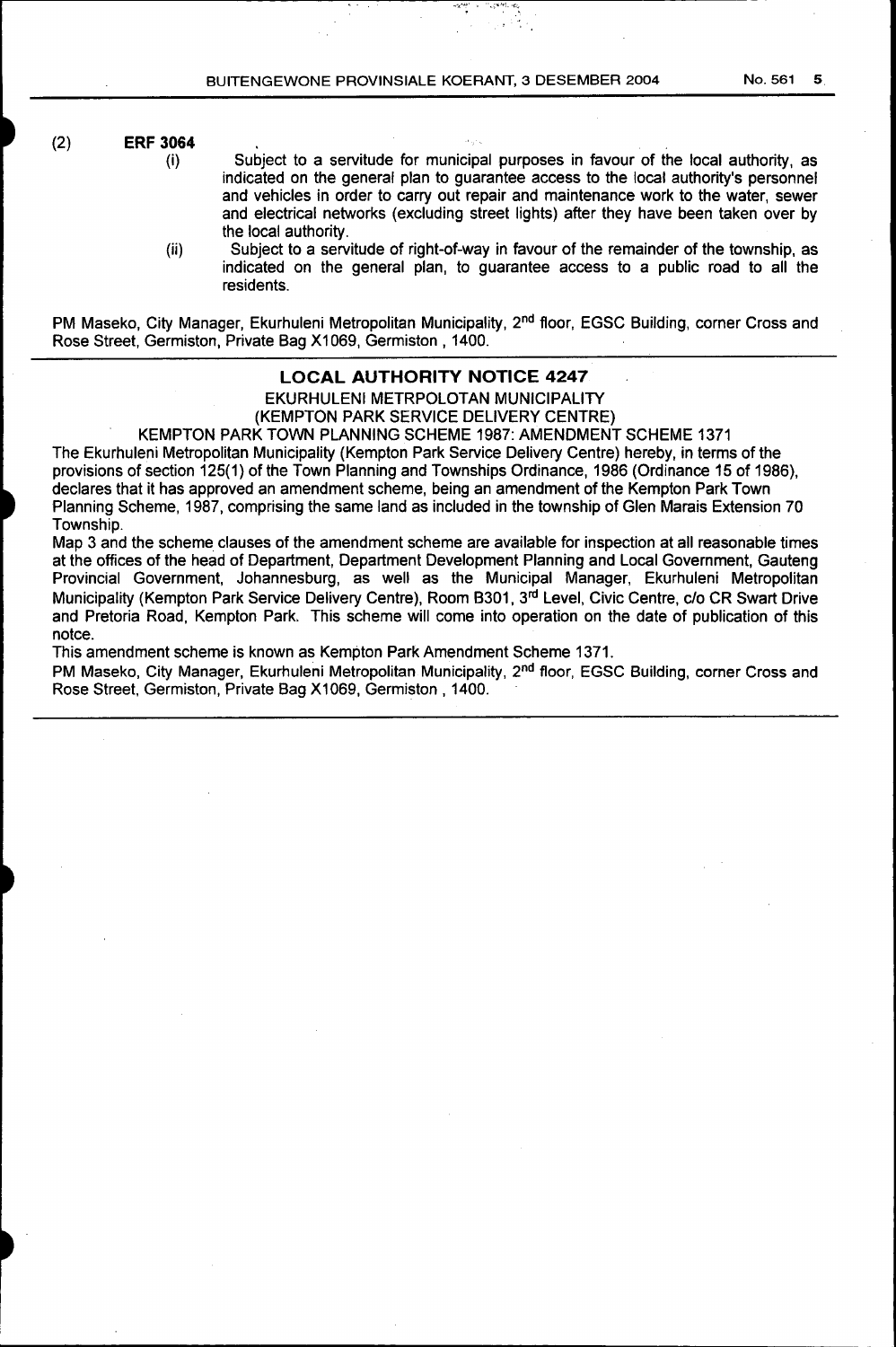(2) **ERF 3064**

(i) Subject to a servitude for municipal purposes in favour of the local authority, as indicated on the general plan to guarantee access to the local authority's personnel and vehicles in order to carry out repair and maintenance work to the water, sewer and electrical networks (excluding street lights) after they have been taken over by the local authority.

(ii) Subject to a servitude of right-of-way in favour of the remainder of the township, as indicated on the general plan, to guarantee access to a public road to all the residents.

PM Maseko, City Manager, Ekurhuleni Metropolitan Municipality, 2nd floor, EGSC Building, corner Cross and Rose Street, Germiston, Private Bag X1069, Germiston , 1400.

## LOCAL AUTHORITY NOTICE 4247

EKURHULENI METRPOLOTAN MUNICIPALITY
(KEMPTON PARK SERVICE DELIVERY CENTRE)
KEMPTON PARK TOWN PLANNING SCHEME 1987: AMENDMENT SCHEME 1371

The Ekurhuleni Metropolitan Municipality (Kempton Park Service Delivery Centre) hereby, in terms of the provisions of section 125(1) of the Town Planning and Townships Ordinance, 1986 (Ordinance 15 of 1986), declares that it has approved an amendment scheme, being an amendment of the Kempton Park Town Planning Scheme, 1987, comprising the same land as included in the township of Glen Marais Extension 70 Township.

Map 3 and the scheme clauses of the amendment scheme are available for inspection at all reasonable times at the offices of the head of Department, Department Development Planning and Local Government, Gauteng Provincial Government, Johannesburg, as well as the Municipal Manager, Ekurhuleni Metropolitan Municipality (Kempton Park Service Delivery Centre), Room B301, 3rd Level, Civic Centre, c/o CR Swart Drive and Pretoria Road, Kempton Park. This scheme will come into operation on the date of publication of this notce.

This amendment scheme is known as Kempton Park Amendment Scheme 1371.

PM Maseko, City Manager, Ekurhuleni Metropolitan Municipality, 2nd floor, EGSC Building, corner Cross and Rose Street, Germiston, Private Bag X1069, Germiston , 1400.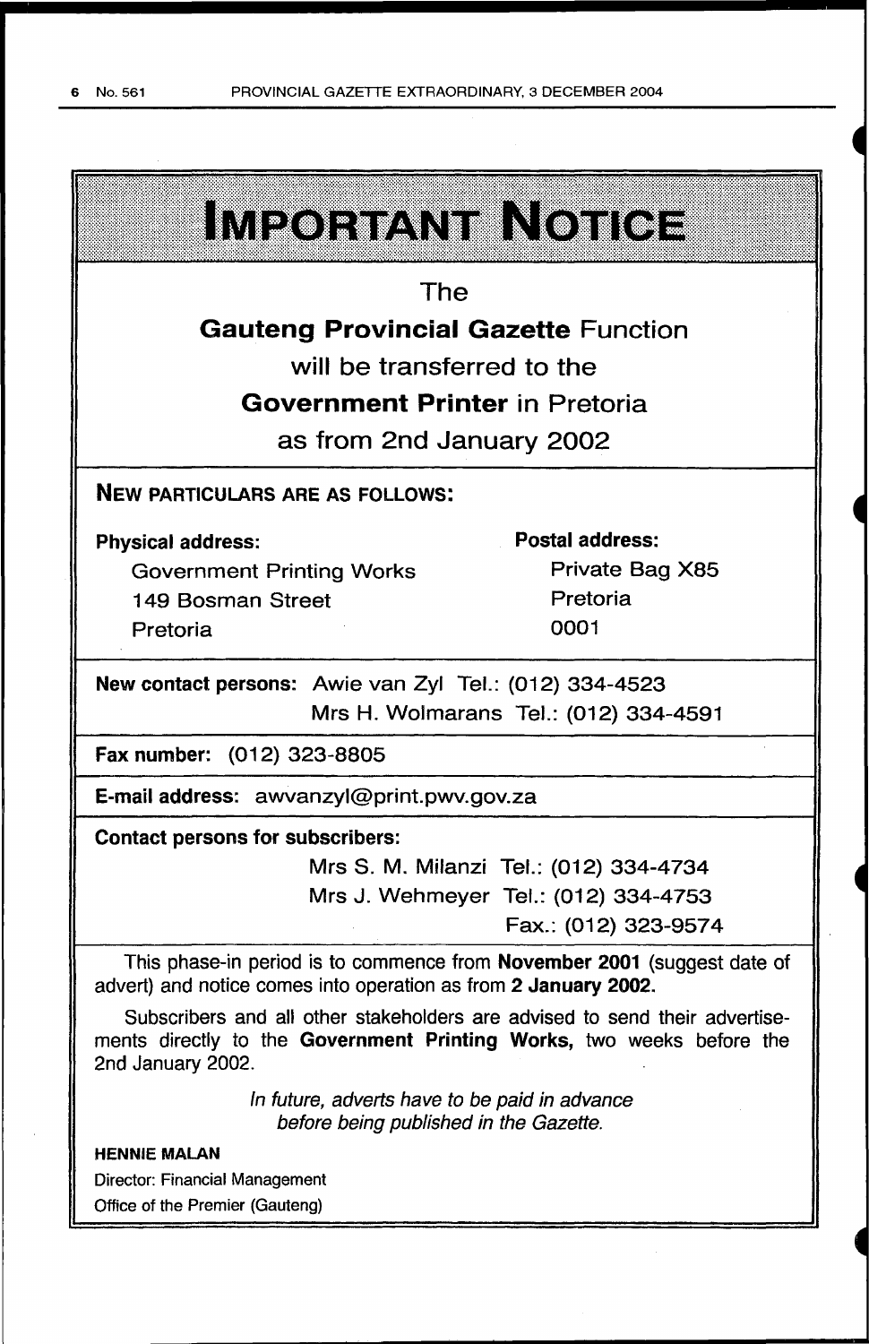# IMPORTANT NOTICE

The

**Gauteng Provincial Gazette** Function

will be transferred to the

**Government Printer** in Pretoria

as from 2nd January 2002

**NEW PARTICULARS ARE AS FOLLOWS:**

**Physical address:**
Government Printing Works
149 Bosman Street
Pretoria

**Postal address:**
Private Bag X85
Pretoria
0001

**New contact persons:** Awie van Zyl Tel.: (012) 334-4523
Mrs H. Wolmarans Tel.: (012) 334-4591

**Fax number:** (012) 323-8805

**E-mail address:** awvanzyl@print.pwv.gov.za

**Contact persons for subscribers:**
Mrs S. M. Milanzi Tel.: (012) 334-4734
Mrs J. Wehmeyer Tel.: (012) 334-4753
Fax.: (012) 323-9574

This phase-in period is to commence from **November 2001** (suggest date of advert) and notice comes into operation as from **2 January 2002.**

Subscribers and all other stakeholders are advised to send their advertisements directly to the **Government Printing Works,** two weeks before the 2nd January 2002.

*In future, adverts have to be paid in advance before being published in the Gazette.*

**HENNIE MALAN**
Director: Financial Management
Office of the Premier (Gauteng)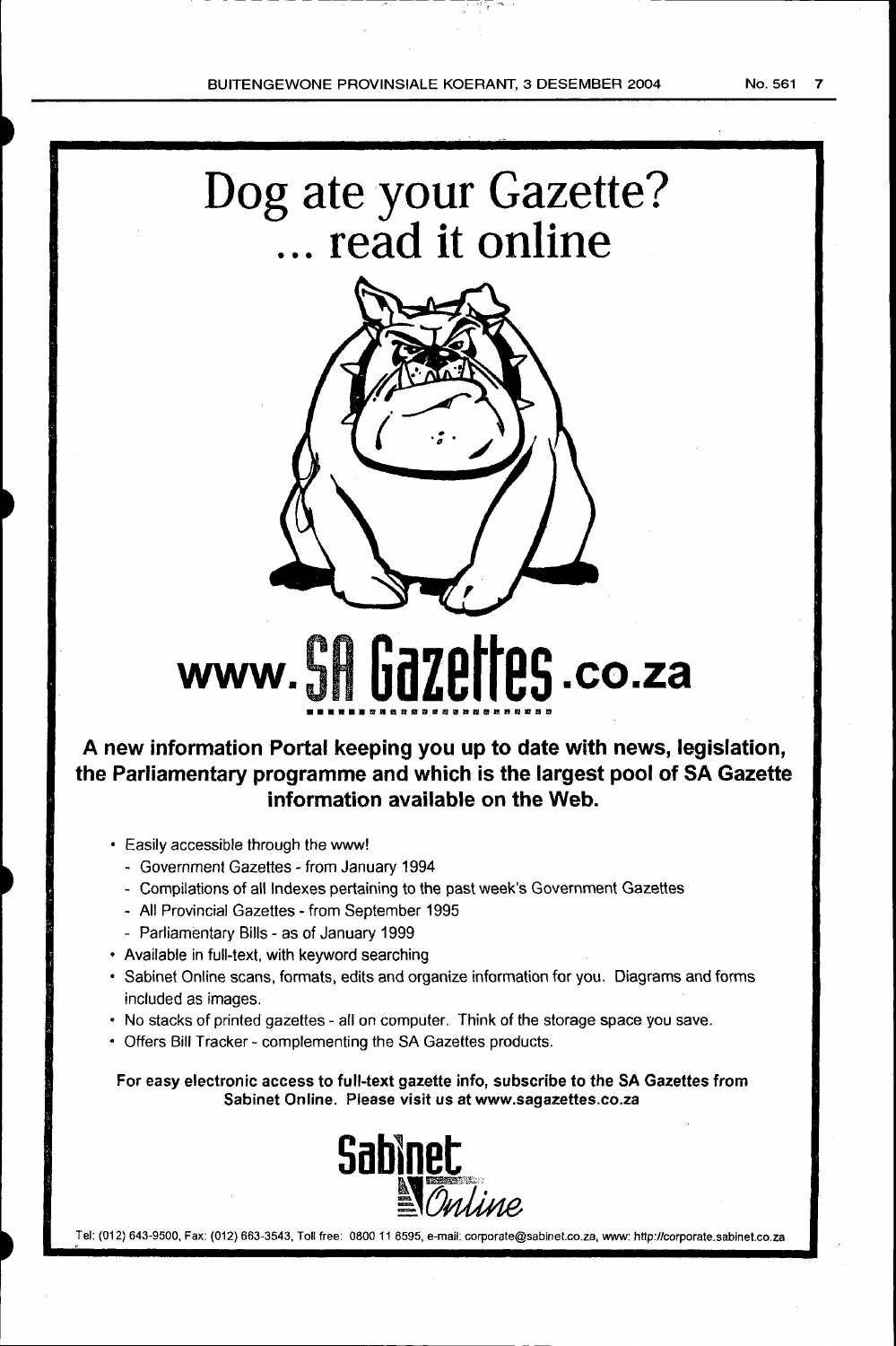# Dog ate your Gazette?
# ... read it online

# www.SA Gazettes.co.za

**A new information Portal keeping you up to date with news, legislation, the Parliamentary programme and which is the largest pool of SA Gazette information available on the Web.**

- Easily accessible through the www!
  - Government Gazettes - from January 1994
  - Compilations of all Indexes pertaining to the past week's Government Gazettes
  - All Provincial Gazettes - from September 1995
  - Parliamentary Bills - as of January 1999
- Available in full-text, with keyword searching
- Sabinet Online scans, formats, edits and organize information for you. Diagrams and forms included as images.
- No stacks of printed gazettes - all on computer. Think of the storage space you save.
- Offers Bill Tracker - complementing the SA Gazettes products.

**For easy electronic access to full-text gazette info, subscribe to the SA Gazettes from Sabinet Online. Please visit us at www.sagazettes.co.za**

Sabinet Online

Tel: (012) 643-9500, Fax: (012) 663-3543, Toll free: 0800 11 8595, e-mail: corporate@sabinet.co.za, www: http://corporate.sabinet.co.za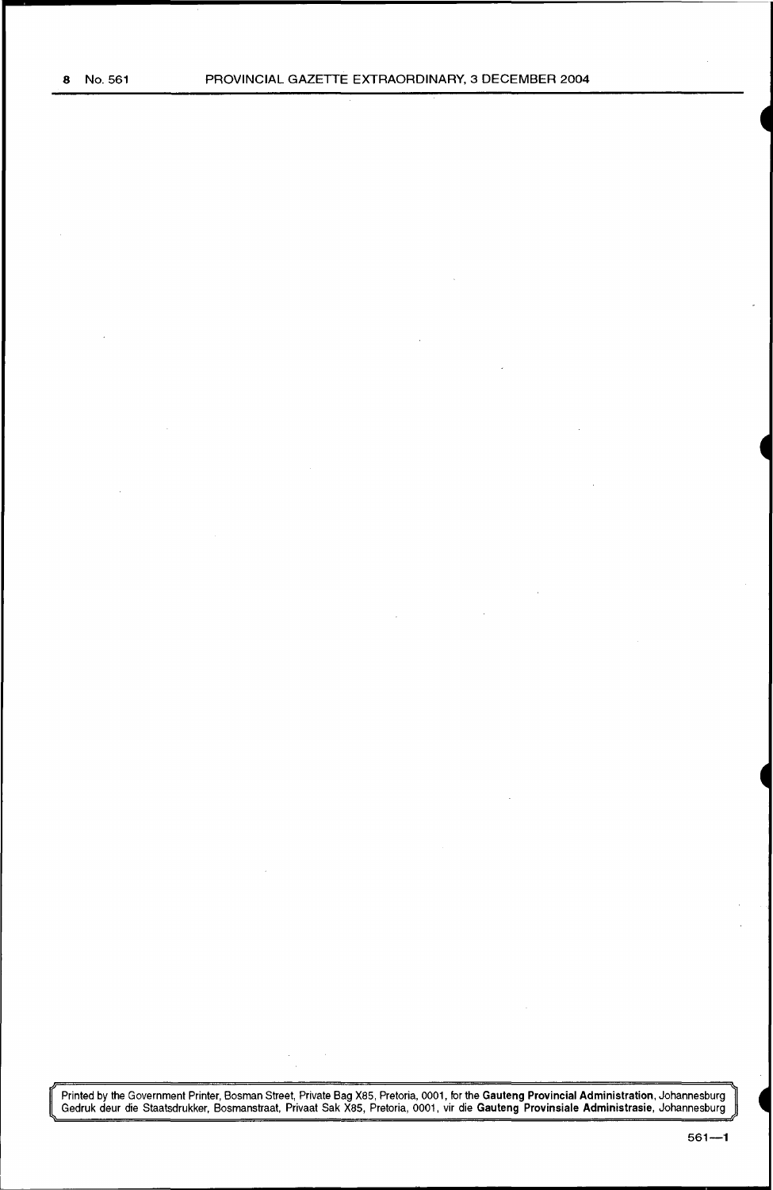Printed by the Government Printer, Bosman Street, Private Bag X85, Pretoria, 0001, for the **Gauteng Provincial Administration**, Johannesburg
Gedruk deur die Staatsdrukker, Bosmanstraat, Privaat Sak X85, Pretoria, 0001, vir die **Gauteng Provinsiale Administrasie**, Johannesburg

561—1